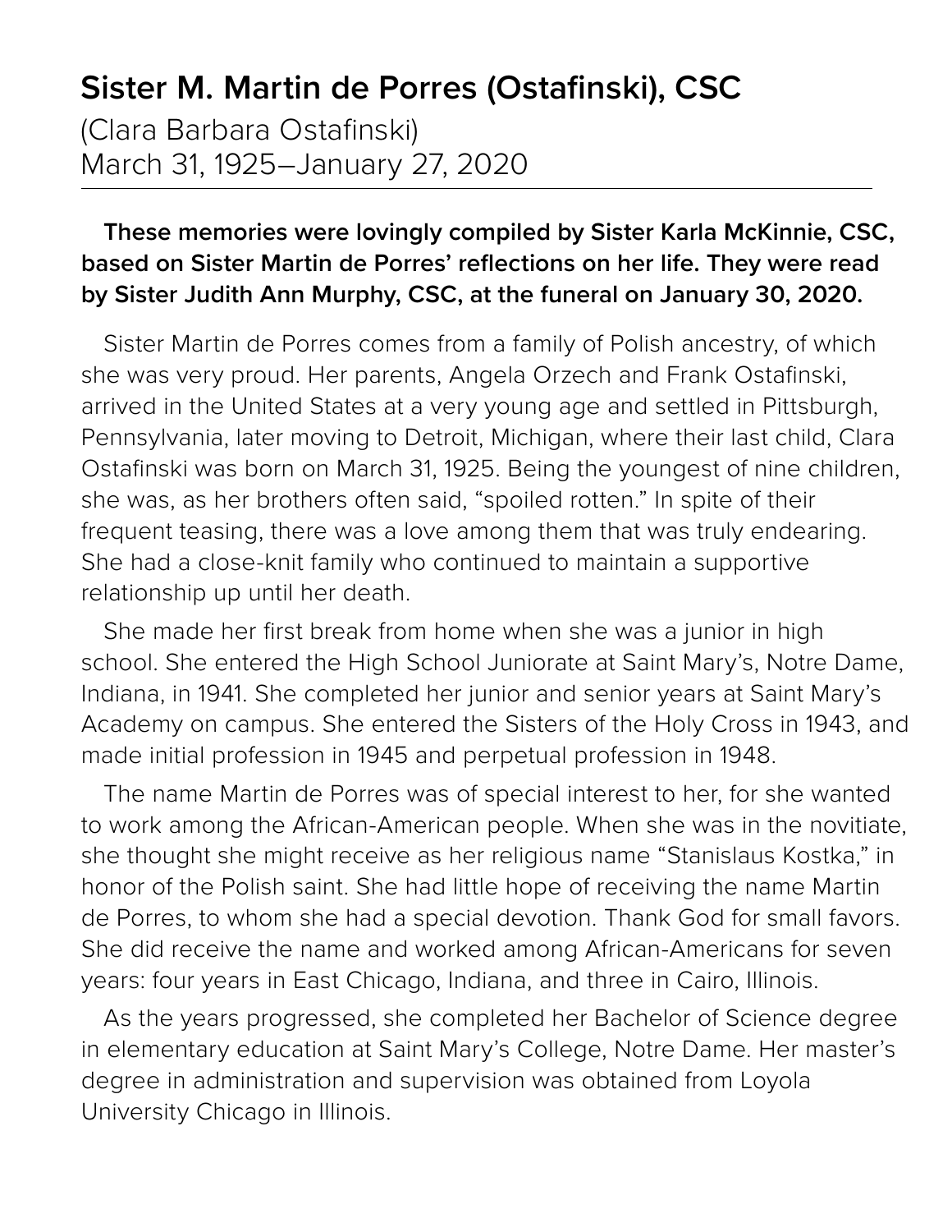# Sister M. Martin de Porres (Ostafinski), CSC

(Clara Barbara Ostafinski)
March 31, 1925–January 27, 2020

**These memories were lovingly compiled by Sister Karla McKinnie, CSC, based on Sister Martin de Porres' reflections on her life. They were read by Sister Judith Ann Murphy, CSC, at the funeral on January 30, 2020.**

Sister Martin de Porres comes from a family of Polish ancestry, of which she was very proud. Her parents, Angela Orzech and Frank Ostafinski, arrived in the United States at a very young age and settled in Pittsburgh, Pennsylvania, later moving to Detroit, Michigan, where their last child, Clara Ostafinski was born on March 31, 1925. Being the youngest of nine children, she was, as her brothers often said, "spoiled rotten." In spite of their frequent teasing, there was a love among them that was truly endearing. She had a close-knit family who continued to maintain a supportive relationship up until her death.

She made her first break from home when she was a junior in high school. She entered the High School Juniorate at Saint Mary's, Notre Dame, Indiana, in 1941. She completed her junior and senior years at Saint Mary's Academy on campus. She entered the Sisters of the Holy Cross in 1943, and made initial profession in 1945 and perpetual profession in 1948.

The name Martin de Porres was of special interest to her, for she wanted to work among the African-American people. When she was in the novitiate, she thought she might receive as her religious name "Stanislaus Kostka," in honor of the Polish saint. She had little hope of receiving the name Martin de Porres, to whom she had a special devotion. Thank God for small favors. She did receive the name and worked among African-Americans for seven years: four years in East Chicago, Indiana, and three in Cairo, Illinois.

As the years progressed, she completed her Bachelor of Science degree in elementary education at Saint Mary's College, Notre Dame. Her master's degree in administration and supervision was obtained from Loyola University Chicago in Illinois.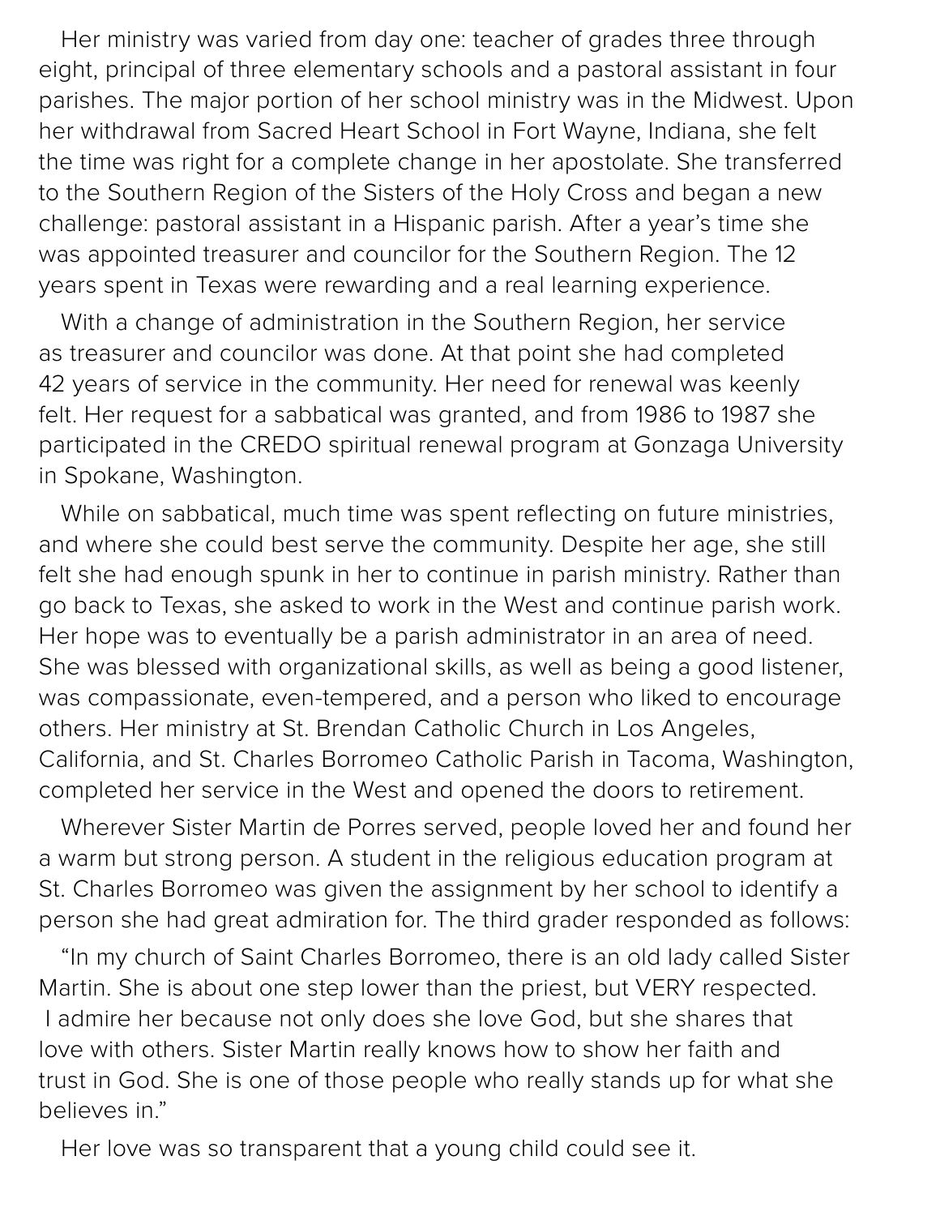Her ministry was varied from day one: teacher of grades three through eight, principal of three elementary schools and a pastoral assistant in four parishes. The major portion of her school ministry was in the Midwest. Upon her withdrawal from Sacred Heart School in Fort Wayne, Indiana, she felt the time was right for a complete change in her apostolate. She transferred to the Southern Region of the Sisters of the Holy Cross and began a new challenge: pastoral assistant in a Hispanic parish. After a year's time she was appointed treasurer and councilor for the Southern Region. The 12 years spent in Texas were rewarding and a real learning experience.

With a change of administration in the Southern Region, her service as treasurer and councilor was done. At that point she had completed 42 years of service in the community. Her need for renewal was keenly felt. Her request for a sabbatical was granted, and from 1986 to 1987 she participated in the CREDO spiritual renewal program at Gonzaga University in Spokane, Washington.

While on sabbatical, much time was spent reflecting on future ministries, and where she could best serve the community. Despite her age, she still felt she had enough spunk in her to continue in parish ministry. Rather than go back to Texas, she asked to work in the West and continue parish work. Her hope was to eventually be a parish administrator in an area of need. She was blessed with organizational skills, as well as being a good listener, was compassionate, even-tempered, and a person who liked to encourage others. Her ministry at St. Brendan Catholic Church in Los Angeles, California, and St. Charles Borromeo Catholic Parish in Tacoma, Washington, completed her service in the West and opened the doors to retirement.

Wherever Sister Martin de Porres served, people loved her and found her a warm but strong person. A student in the religious education program at St. Charles Borromeo was given the assignment by her school to identify a person she had great admiration for. The third grader responded as follows:

"In my church of Saint Charles Borromeo, there is an old lady called Sister Martin. She is about one step lower than the priest, but VERY respected. I admire her because not only does she love God, but she shares that love with others. Sister Martin really knows how to show her faith and trust in God. She is one of those people who really stands up for what she believes in."

Her love was so transparent that a young child could see it.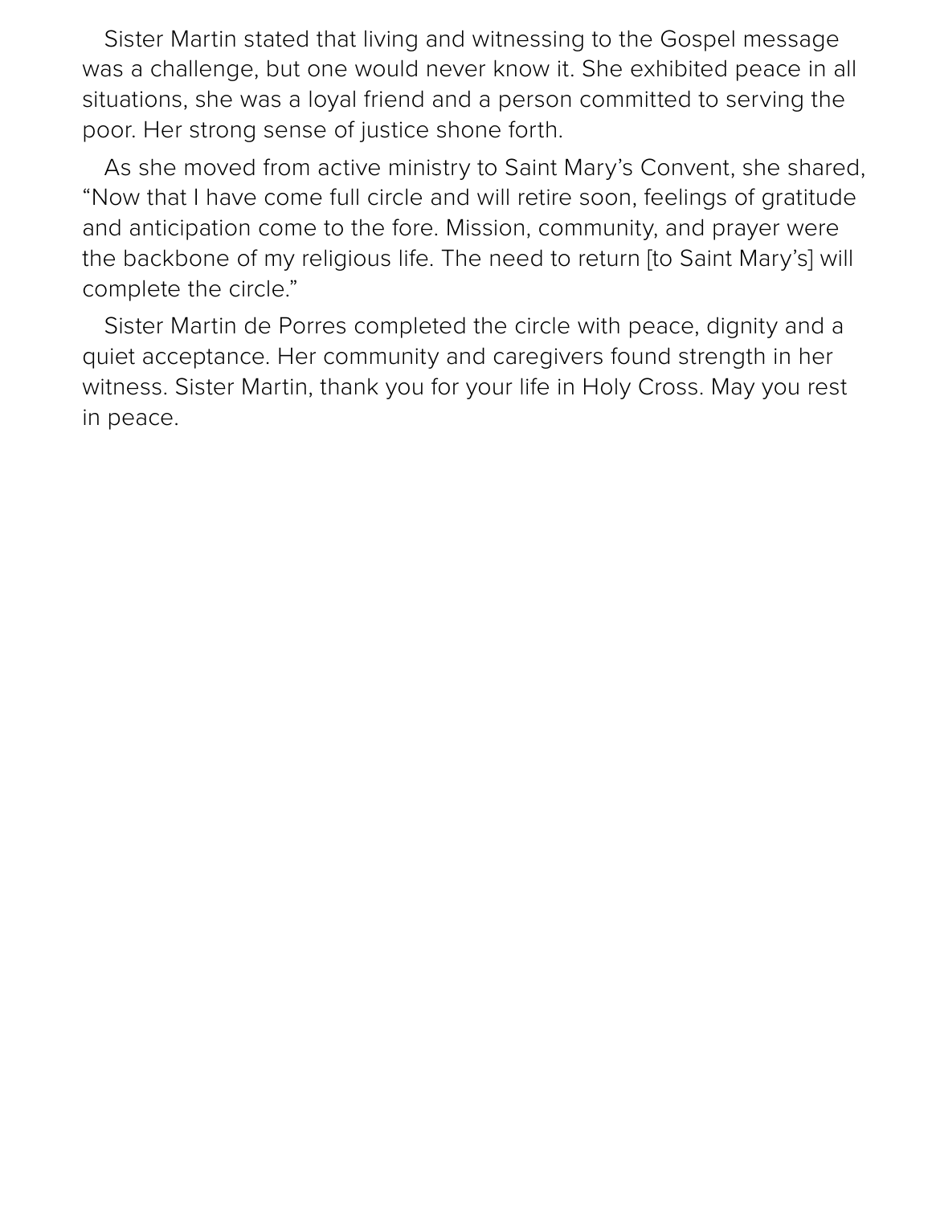Sister Martin stated that living and witnessing to the Gospel message was a challenge, but one would never know it. She exhibited peace in all situations, she was a loyal friend and a person committed to serving the poor. Her strong sense of justice shone forth.

As she moved from active ministry to Saint Mary's Convent, she shared, "Now that I have come full circle and will retire soon, feelings of gratitude and anticipation come to the fore. Mission, community, and prayer were the backbone of my religious life. The need to return [to Saint Mary's] will complete the circle."

Sister Martin de Porres completed the circle with peace, dignity and a quiet acceptance. Her community and caregivers found strength in her witness. Sister Martin, thank you for your life in Holy Cross. May you rest in peace.